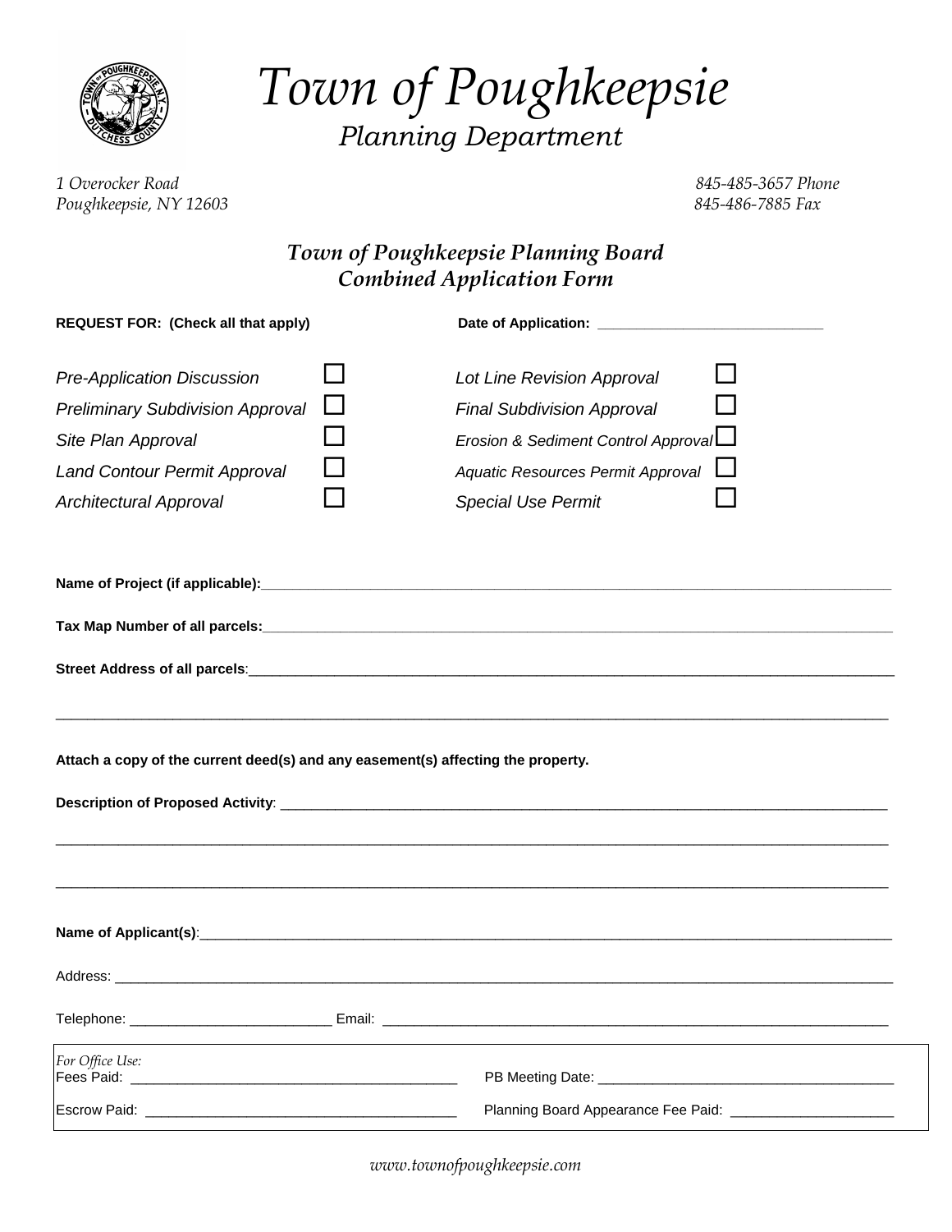# Town of Poughkeepsie

## Planning Department

*1 Overocker Road*
*Poughkeepsie, NY 12603*

*845-485-3657 Phone*
*845-486-7885 Fax*

## *Town of Poughkeepsie Planning Board Combined Application Form*

**REQUEST FOR: (Check all that apply)** **Date of Application:** ______________________________

| | | | |
|---|---|---|---|
| *Pre-Application Discussion* | ☐ | *Lot Line Revision Approval* | ☐ |
| *Preliminary Subdivision Approval* | ☐ | *Final Subdivision Approval* | ☐ |
| *Site Plan Approval* | ☐ | *Erosion & Sediment Control Approval* | ☐ |
| *Land Contour Permit Approval* | ☐ | *Aquatic Resources Permit Approval* | ☐ |
| *Architectural Approval* | ☐ | *Special Use Permit* | ☐ |

**Name of Project (if applicable):**______________________________________________________________

**Tax Map Number of all parcels:**______________________________________________________________

**Street Address of all parcels**:______________________________________________________________

__________________________________________________________________________________________

**Attach a copy of the current deed(s) and any easement(s) affecting the property.**

**Description of Proposed Activity**: ____________________________________________________________

__________________________________________________________________________________________

__________________________________________________________________________________________

**Name of Applicant(s)**:______________________________________________________________________

Address: ____________________________________________________________________________________

Telephone: __________________________ Email: ____________________________________________________

| *For Office Use:* | |
|---|---|
| Fees Paid: ___________________________________ | PB Meeting Date: ___________________________________ |
| Escrow Paid: _________________________________ | Planning Board Appearance Fee Paid: __________________ |

*www.townofpoughkeepsie.com*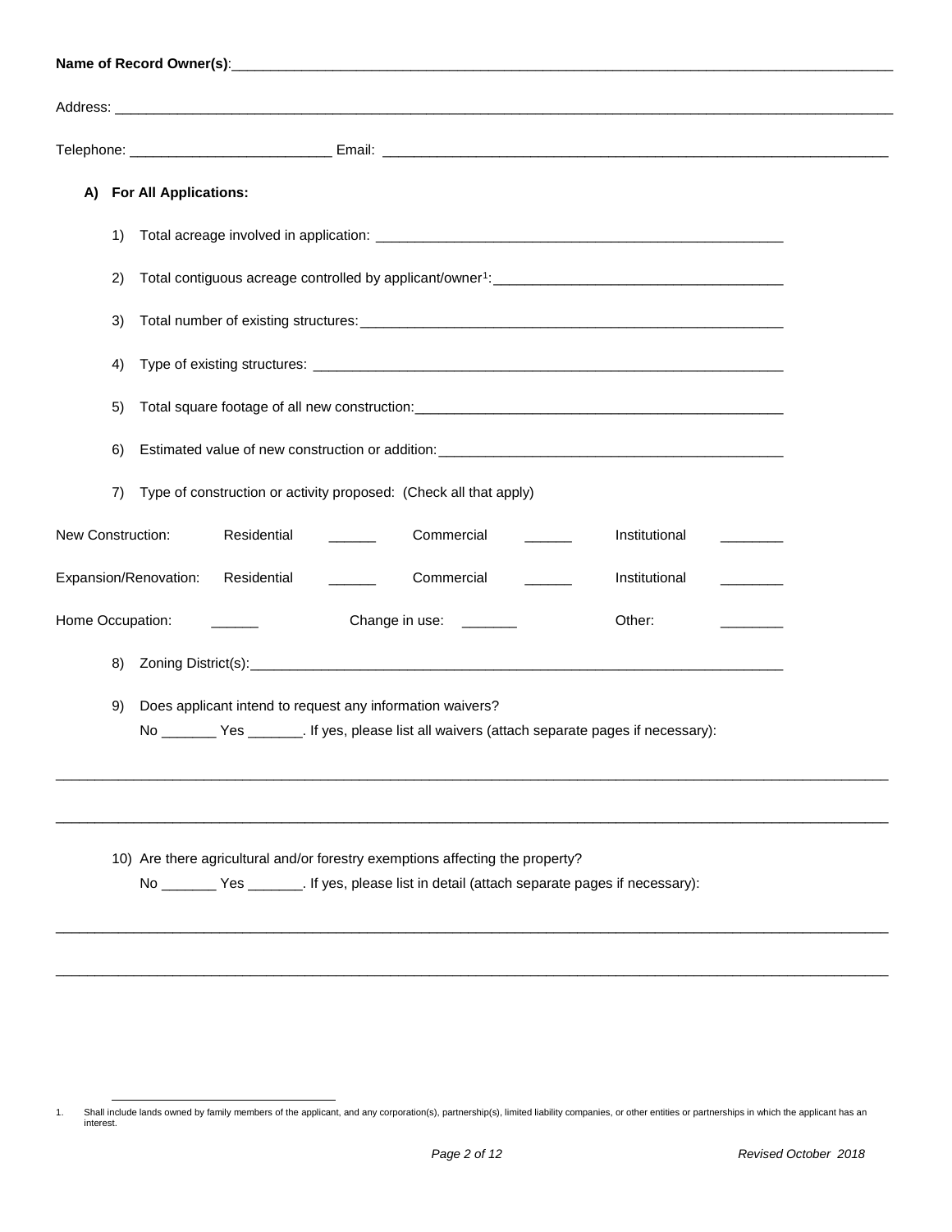**Name of Record Owner(s)**:_______________________________________________________________________________

Address: _______________________________________________________________________________________________

Telephone: _________________________ Email: _________________________________________________________________

**A) For All Applications:**

1) Total acreage involved in application: _____________________________________________________

2) Total contiguous acreage controlled by applicant/owner[1]:____________________________________

3) Total number of existing structures:_______________________________________________________

4) Type of existing structures: ____________________________________________________________

5) Total square footage of all new construction:_______________________________________________

6) Estimated value of new construction or addition:____________________________________________

7) Type of construction or activity proposed: (Check all that apply)

| | | | | | | |
|---|---|---|---|---|---|---|
| New Construction: | Residential | ______ | Commercial | ______ | Institutional | ________ |
| Expansion/Renovation: | Residential | ______ | Commercial | ______ | Institutional | ________ |
| Home Occupation: | ______ | Change in use: | _______ | | Other: | ________ |

8) Zoning District(s):____________________________________________________________________

9) Does applicant intend to request any information waivers?

No _______ Yes _______. If yes, please list all waivers (attach separate pages if necessary):

_______________________________________________________________________________________________

_______________________________________________________________________________________________

10) Are there agricultural and/or forestry exemptions affecting the property?

No _______ Yes _______. If yes, please list in detail (attach separate pages if necessary):

_______________________________________________________________________________________________

_______________________________________________________________________________________________

1. Shall include lands owned by family members of the applicant, and any corporation(s), partnership(s), limited liability companies, or other entities or partnerships in which the applicant has an interest.

*Revised October 2018*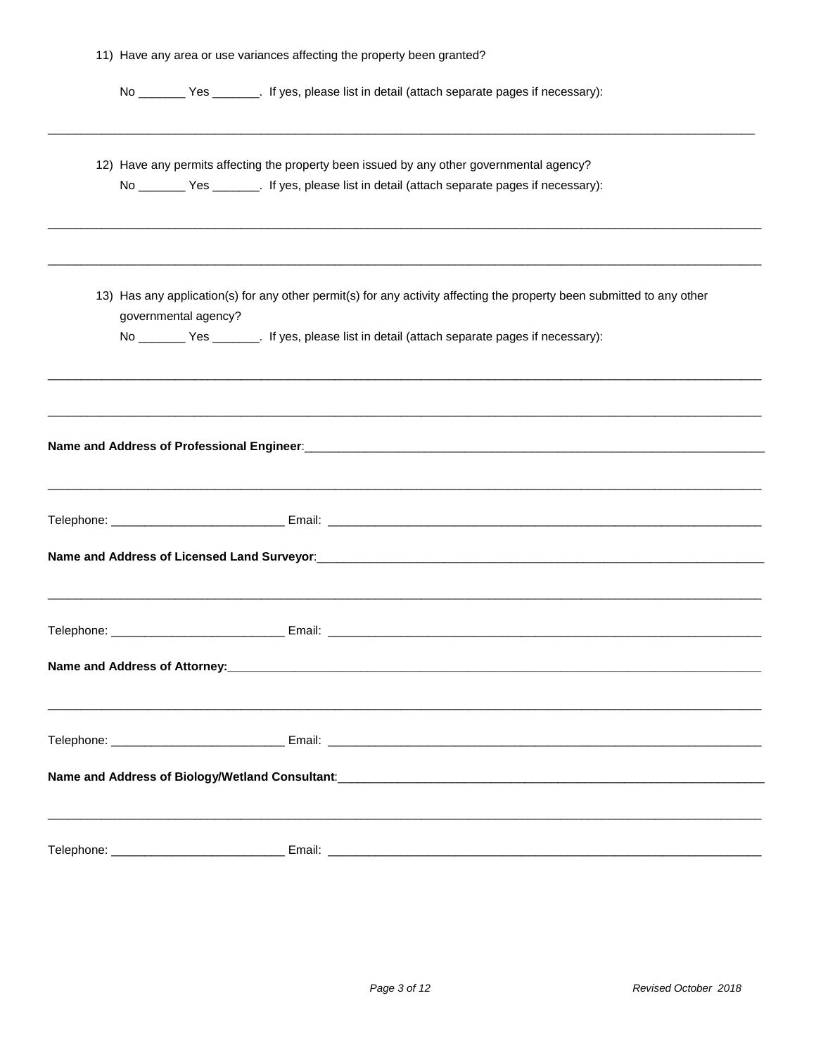11) Have any area or use variances affecting the property been granted?

    No _______ Yes _______. If yes, please list in detail (attach separate pages if necessary):

______________________________________________________________________________________________________

12) Have any permits affecting the property been issued by any other governmental agency?

    No _______ Yes _______. If yes, please list in detail (attach separate pages if necessary):

______________________________________________________________________________________________________

______________________________________________________________________________________________________

13) Has any application(s) for any other permit(s) for any activity affecting the property been submitted to any other governmental agency?

    No _______ Yes _______. If yes, please list in detail (attach separate pages if necessary):

______________________________________________________________________________________________________

______________________________________________________________________________________________________

**Name and Address of Professional Engineer**:_______________________________________________________________

______________________________________________________________________________________________________

Telephone: _________________________ Email: _______________________________________________________________

**Name and Address of Licensed Land Surveyor**:______________________________________________________________

______________________________________________________________________________________________________

Telephone: _________________________ Email: _______________________________________________________________

**Name and Address of Attorney:**___________________________________________________________________________

______________________________________________________________________________________________________

Telephone: _________________________ Email: _______________________________________________________________

**Name and Address of Biology/Wetland Consultant**:__________________________________________________________

______________________________________________________________________________________________________

Telephone: _________________________ Email: _______________________________________________________________

*Revised October 2018*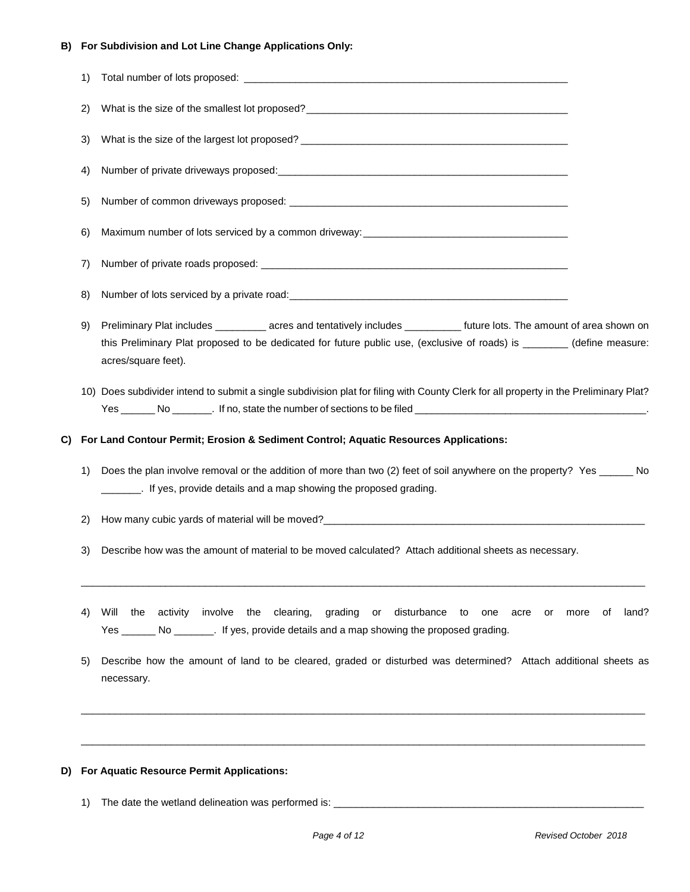**B) For Subdivision and Lot Line Change Applications Only:**

1) Total number of lots proposed: ___________________________________________________________

2) What is the size of the smallest lot proposed?________________________________________________

3) What is the size of the largest lot proposed? _________________________________________________

4) Number of private driveways proposed:_____________________________________________________

5) Number of common driveways proposed: ___________________________________________________

6) Maximum number of lots serviced by a common driveway:_____________________________________

7) Number of private roads proposed: _______________________________________________________

8) Number of lots serviced by a private road:__________________________________________________

9) Preliminary Plat includes _________ acres and tentatively includes __________ future lots. The amount of area shown on this Preliminary Plat proposed to be dedicated for future public use, (exclusive of roads) is ________ (define measure: acres/square feet).

10) Does subdivider intend to submit a single subdivision plat for filing with County Clerk for all property in the Preliminary Plat? Yes ______ No _______. If no, state the number of sections to be filed __________________________________________.

**C) For Land Contour Permit; Erosion & Sediment Control; Aquatic Resources Applications:**

1) Does the plan involve removal or the addition of more than two (2) feet of soil anywhere on the property? Yes ______ No _______. If yes, provide details and a map showing the proposed grading.

2) How many cubic yards of material will be moved?____________________________________________________________

3) Describe how was the amount of material to be moved calculated? Attach additional sheets as necessary.

_____________________________________________________________________________________________________

4) Will the activity involve the clearing, grading or disturbance to one acre or more of land? Yes ______ No _______. If yes, provide details and a map showing the proposed grading.

5) Describe how the amount of land to be cleared, graded or disturbed was determined? Attach additional sheets as necessary.

_____________________________________________________________________________________________________

_____________________________________________________________________________________________________

**D) For Aquatic Resource Permit Applications:**

1) The date the wetland delineation was performed is: _________________________________________________________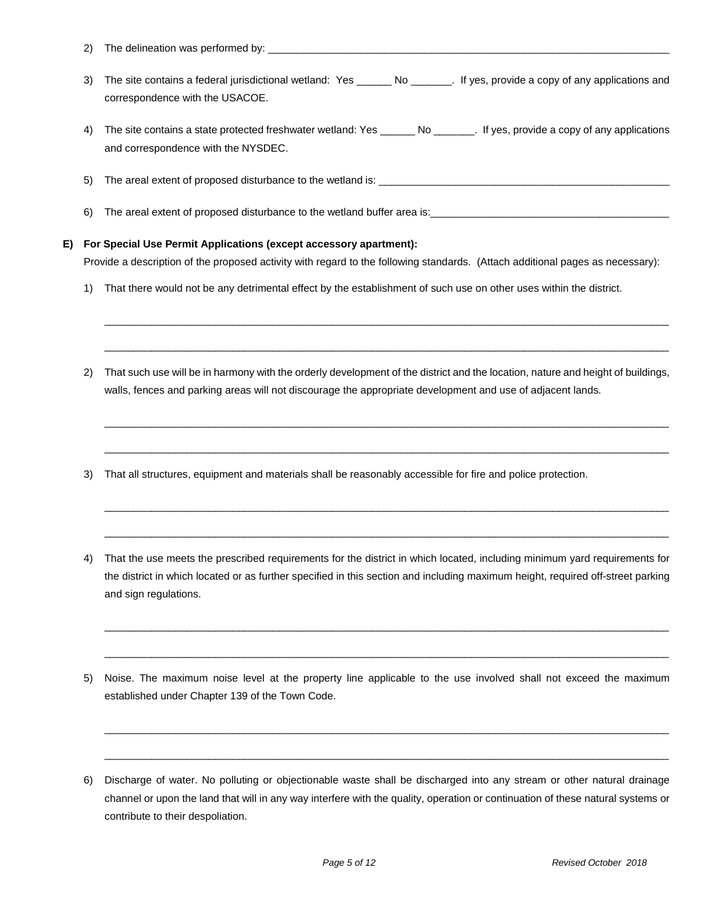2) The delineation was performed by: ___________________________________________________________________________

3) The site contains a federal jurisdictional wetland: Yes ______ No _______. If yes, provide a copy of any applications and correspondence with the USACOE.

4) The site contains a state protected freshwater wetland: Yes ______ No _______. If yes, provide a copy of any applications and correspondence with the NYSDEC.

5) The areal extent of proposed disturbance to the wetland is: _____________________________________________________

6) The areal extent of proposed disturbance to the wetland buffer area is:___________________________________________

**E) For Special Use Permit Applications (except accessory apartment):**

Provide a description of the proposed activity with regard to the following standards. (Attach additional pages as necessary):

1) That there would not be any detrimental effect by the establishment of such use on other uses within the district.

_____________________________________________________________________________________________

_____________________________________________________________________________________________

2) That such use will be in harmony with the orderly development of the district and the location, nature and height of buildings, walls, fences and parking areas will not discourage the appropriate development and use of adjacent lands.

_____________________________________________________________________________________________

_____________________________________________________________________________________________

3) That all structures, equipment and materials shall be reasonably accessible for fire and police protection.

_____________________________________________________________________________________________

_____________________________________________________________________________________________

4) That the use meets the prescribed requirements for the district in which located, including minimum yard requirements for the district in which located or as further specified in this section and including maximum height, required off-street parking and sign regulations.

_____________________________________________________________________________________________

_____________________________________________________________________________________________

5) Noise. The maximum noise level at the property line applicable to the use involved shall not exceed the maximum established under Chapter 139 of the Town Code.

_____________________________________________________________________________________________

_____________________________________________________________________________________________

6) Discharge of water. No polluting or objectionable waste shall be discharged into any stream or other natural drainage channel or upon the land that will in any way interfere with the quality, operation or continuation of these natural systems or contribute to their despoliation.

*Revised October 2018*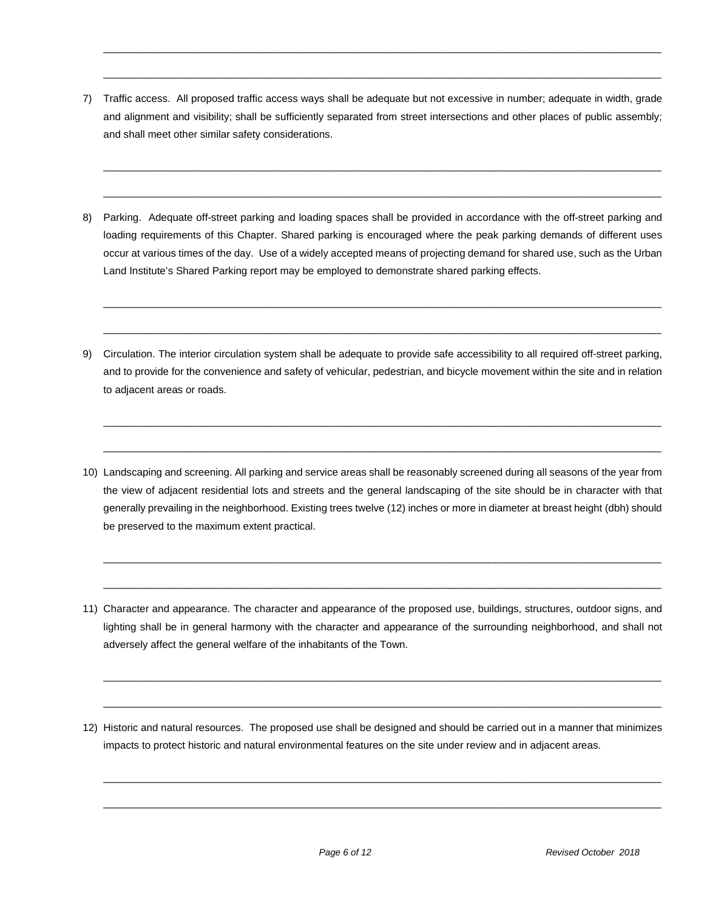\_\_\_\_\_\_\_\_\_\_\_\_\_\_\_\_\_\_\_\_\_\_\_\_\_\_\_\_\_\_\_\_\_\_\_\_\_\_\_\_\_\_\_\_\_\_\_\_\_\_\_\_\_\_\_\_\_\_\_\_\_\_\_\_\_\_\_\_\_\_\_\_\_\_\_\_\_\_\_\_

\_\_\_\_\_\_\_\_\_\_\_\_\_\_\_\_\_\_\_\_\_\_\_\_\_\_\_\_\_\_\_\_\_\_\_\_\_\_\_\_\_\_\_\_\_\_\_\_\_\_\_\_\_\_\_\_\_\_\_\_\_\_\_\_\_\_\_\_\_\_\_\_\_\_\_\_\_\_\_\_

7) Traffic access. All proposed traffic access ways shall be adequate but not excessive in number; adequate in width, grade and alignment and visibility; shall be sufficiently separated from street intersections and other places of public assembly; and shall meet other similar safety considerations.

\_\_\_\_\_\_\_\_\_\_\_\_\_\_\_\_\_\_\_\_\_\_\_\_\_\_\_\_\_\_\_\_\_\_\_\_\_\_\_\_\_\_\_\_\_\_\_\_\_\_\_\_\_\_\_\_\_\_\_\_\_\_\_\_\_\_\_\_\_\_\_\_\_\_\_\_\_\_\_\_

\_\_\_\_\_\_\_\_\_\_\_\_\_\_\_\_\_\_\_\_\_\_\_\_\_\_\_\_\_\_\_\_\_\_\_\_\_\_\_\_\_\_\_\_\_\_\_\_\_\_\_\_\_\_\_\_\_\_\_\_\_\_\_\_\_\_\_\_\_\_\_\_\_\_\_\_\_\_\_\_

8) Parking. Adequate off-street parking and loading spaces shall be provided in accordance with the off-street parking and loading requirements of this Chapter. Shared parking is encouraged where the peak parking demands of different uses occur at various times of the day. Use of a widely accepted means of projecting demand for shared use, such as the Urban Land Institute's Shared Parking report may be employed to demonstrate shared parking effects.

\_\_\_\_\_\_\_\_\_\_\_\_\_\_\_\_\_\_\_\_\_\_\_\_\_\_\_\_\_\_\_\_\_\_\_\_\_\_\_\_\_\_\_\_\_\_\_\_\_\_\_\_\_\_\_\_\_\_\_\_\_\_\_\_\_\_\_\_\_\_\_\_\_\_\_\_\_\_\_\_

\_\_\_\_\_\_\_\_\_\_\_\_\_\_\_\_\_\_\_\_\_\_\_\_\_\_\_\_\_\_\_\_\_\_\_\_\_\_\_\_\_\_\_\_\_\_\_\_\_\_\_\_\_\_\_\_\_\_\_\_\_\_\_\_\_\_\_\_\_\_\_\_\_\_\_\_\_\_\_\_

9) Circulation. The interior circulation system shall be adequate to provide safe accessibility to all required off-street parking, and to provide for the convenience and safety of vehicular, pedestrian, and bicycle movement within the site and in relation to adjacent areas or roads.

\_\_\_\_\_\_\_\_\_\_\_\_\_\_\_\_\_\_\_\_\_\_\_\_\_\_\_\_\_\_\_\_\_\_\_\_\_\_\_\_\_\_\_\_\_\_\_\_\_\_\_\_\_\_\_\_\_\_\_\_\_\_\_\_\_\_\_\_\_\_\_\_\_\_\_\_\_\_\_\_

\_\_\_\_\_\_\_\_\_\_\_\_\_\_\_\_\_\_\_\_\_\_\_\_\_\_\_\_\_\_\_\_\_\_\_\_\_\_\_\_\_\_\_\_\_\_\_\_\_\_\_\_\_\_\_\_\_\_\_\_\_\_\_\_\_\_\_\_\_\_\_\_\_\_\_\_\_\_\_\_

10) Landscaping and screening. All parking and service areas shall be reasonably screened during all seasons of the year from the view of adjacent residential lots and streets and the general landscaping of the site should be in character with that generally prevailing in the neighborhood. Existing trees twelve (12) inches or more in diameter at breast height (dbh) should be preserved to the maximum extent practical.

\_\_\_\_\_\_\_\_\_\_\_\_\_\_\_\_\_\_\_\_\_\_\_\_\_\_\_\_\_\_\_\_\_\_\_\_\_\_\_\_\_\_\_\_\_\_\_\_\_\_\_\_\_\_\_\_\_\_\_\_\_\_\_\_\_\_\_\_\_\_\_\_\_\_\_\_\_\_\_\_

\_\_\_\_\_\_\_\_\_\_\_\_\_\_\_\_\_\_\_\_\_\_\_\_\_\_\_\_\_\_\_\_\_\_\_\_\_\_\_\_\_\_\_\_\_\_\_\_\_\_\_\_\_\_\_\_\_\_\_\_\_\_\_\_\_\_\_\_\_\_\_\_\_\_\_\_\_\_\_\_

11) Character and appearance. The character and appearance of the proposed use, buildings, structures, outdoor signs, and lighting shall be in general harmony with the character and appearance of the surrounding neighborhood, and shall not adversely affect the general welfare of the inhabitants of the Town.

\_\_\_\_\_\_\_\_\_\_\_\_\_\_\_\_\_\_\_\_\_\_\_\_\_\_\_\_\_\_\_\_\_\_\_\_\_\_\_\_\_\_\_\_\_\_\_\_\_\_\_\_\_\_\_\_\_\_\_\_\_\_\_\_\_\_\_\_\_\_\_\_\_\_\_\_\_\_\_\_

\_\_\_\_\_\_\_\_\_\_\_\_\_\_\_\_\_\_\_\_\_\_\_\_\_\_\_\_\_\_\_\_\_\_\_\_\_\_\_\_\_\_\_\_\_\_\_\_\_\_\_\_\_\_\_\_\_\_\_\_\_\_\_\_\_\_\_\_\_\_\_\_\_\_\_\_\_\_\_\_

12) Historic and natural resources. The proposed use shall be designed and should be carried out in a manner that minimizes impacts to protect historic and natural environmental features on the site under review and in adjacent areas.

\_\_\_\_\_\_\_\_\_\_\_\_\_\_\_\_\_\_\_\_\_\_\_\_\_\_\_\_\_\_\_\_\_\_\_\_\_\_\_\_\_\_\_\_\_\_\_\_\_\_\_\_\_\_\_\_\_\_\_\_\_\_\_\_\_\_\_\_\_\_\_\_\_\_\_\_\_\_\_\_

\_\_\_\_\_\_\_\_\_\_\_\_\_\_\_\_\_\_\_\_\_\_\_\_\_\_\_\_\_\_\_\_\_\_\_\_\_\_\_\_\_\_\_\_\_\_\_\_\_\_\_\_\_\_\_\_\_\_\_\_\_\_\_\_\_\_\_\_\_\_\_\_\_\_\_\_\_\_\_\_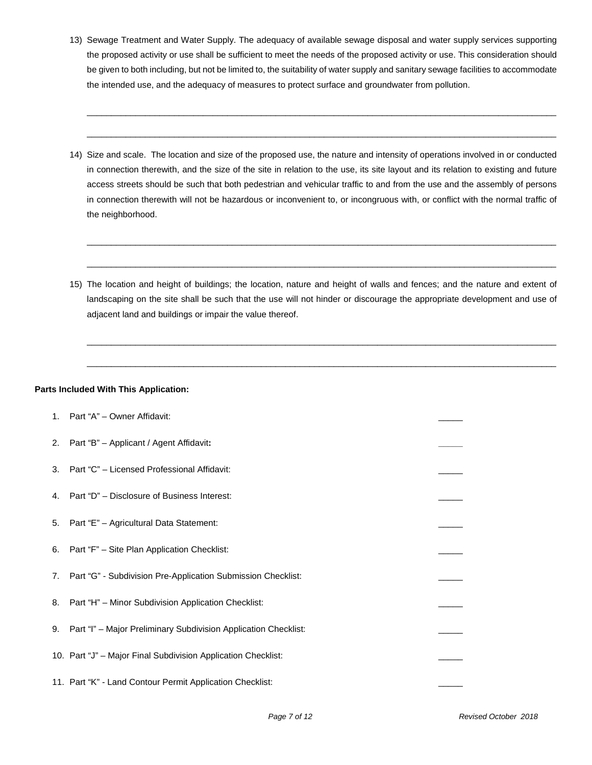13) Sewage Treatment and Water Supply. The adequacy of available sewage disposal and water supply services supporting the proposed activity or use shall be sufficient to meet the needs of the proposed activity or use. This consideration should be given to both including, but not be limited to, the suitability of water supply and sanitary sewage facilities to accommodate the intended use, and the adequacy of measures to protect surface and groundwater from pollution.

_____________________________________________________________________________________

_____________________________________________________________________________________

14) Size and scale. The location and size of the proposed use, the nature and intensity of operations involved in or conducted in connection therewith, and the size of the site in relation to the use, its site layout and its relation to existing and future access streets should be such that both pedestrian and vehicular traffic to and from the use and the assembly of persons in connection therewith will not be hazardous or inconvenient to, or incongruous with, or conflict with the normal traffic of the neighborhood.

_____________________________________________________________________________________

_____________________________________________________________________________________

15) The location and height of buildings; the location, nature and height of walls and fences; and the nature and extent of landscaping on the site shall be such that the use will not hinder or discourage the appropriate development and use of adjacent land and buildings or impair the value thereof.

_____________________________________________________________________________________

_____________________________________________________________________________________

**Parts Included With This Application:**

1. Part "A" – Owner Affidavit: _____
2. Part "B" – Applicant / Agent Affidavit**:** _____
3. Part "C" – Licensed Professional Affidavit: _____
4. Part "D" – Disclosure of Business Interest: _____
5. Part "E" – Agricultural Data Statement: _____
6. Part "F" – Site Plan Application Checklist: _____
7. Part "G" - Subdivision Pre-Application Submission Checklist: _____
8. Part "H" – Minor Subdivision Application Checklist: _____
9. Part "I" – Major Preliminary Subdivision Application Checklist: _____
10. Part "J" – Major Final Subdivision Application Checklist: _____
11. Part "K" - Land Contour Permit Application Checklist: _____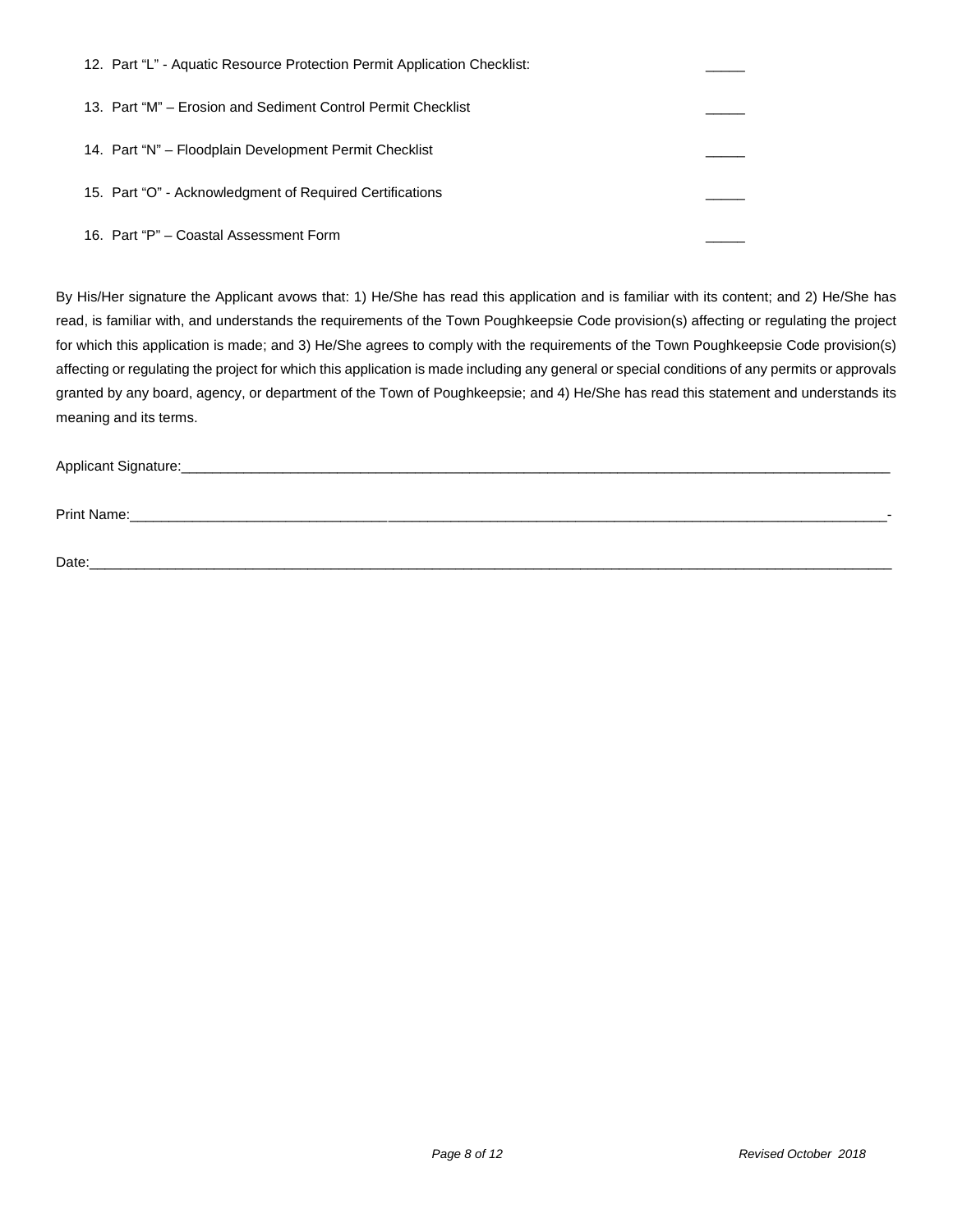12. Part “L” - Aquatic Resource Protection Permit Application Checklist: _____

13. Part “M” – Erosion and Sediment Control Permit Checklist _____

14. Part “N” – Floodplain Development Permit Checklist _____

15. Part “O” - Acknowledgment of Required Certifications _____

16. Part “P” – Coastal Assessment Form _____

By His/Her signature the Applicant avows that: 1) He/She has read this application and is familiar with its content; and 2) He/She has read, is familiar with, and understands the requirements of the Town Poughkeepsie Code provision(s) affecting or regulating the project for which this application is made; and 3) He/She agrees to comply with the requirements of the Town Poughkeepsie Code provision(s) affecting or regulating the project for which this application is made including any general or special conditions of any permits or approvals granted by any board, agency, or department of the Town of Poughkeepsie; and 4) He/She has read this statement and understands its meaning and its terms.

Applicant Signature:_______________________________________________________________________________

Print Name:____________________________________________________________________________________-

Date:_________________________________________________________________________________________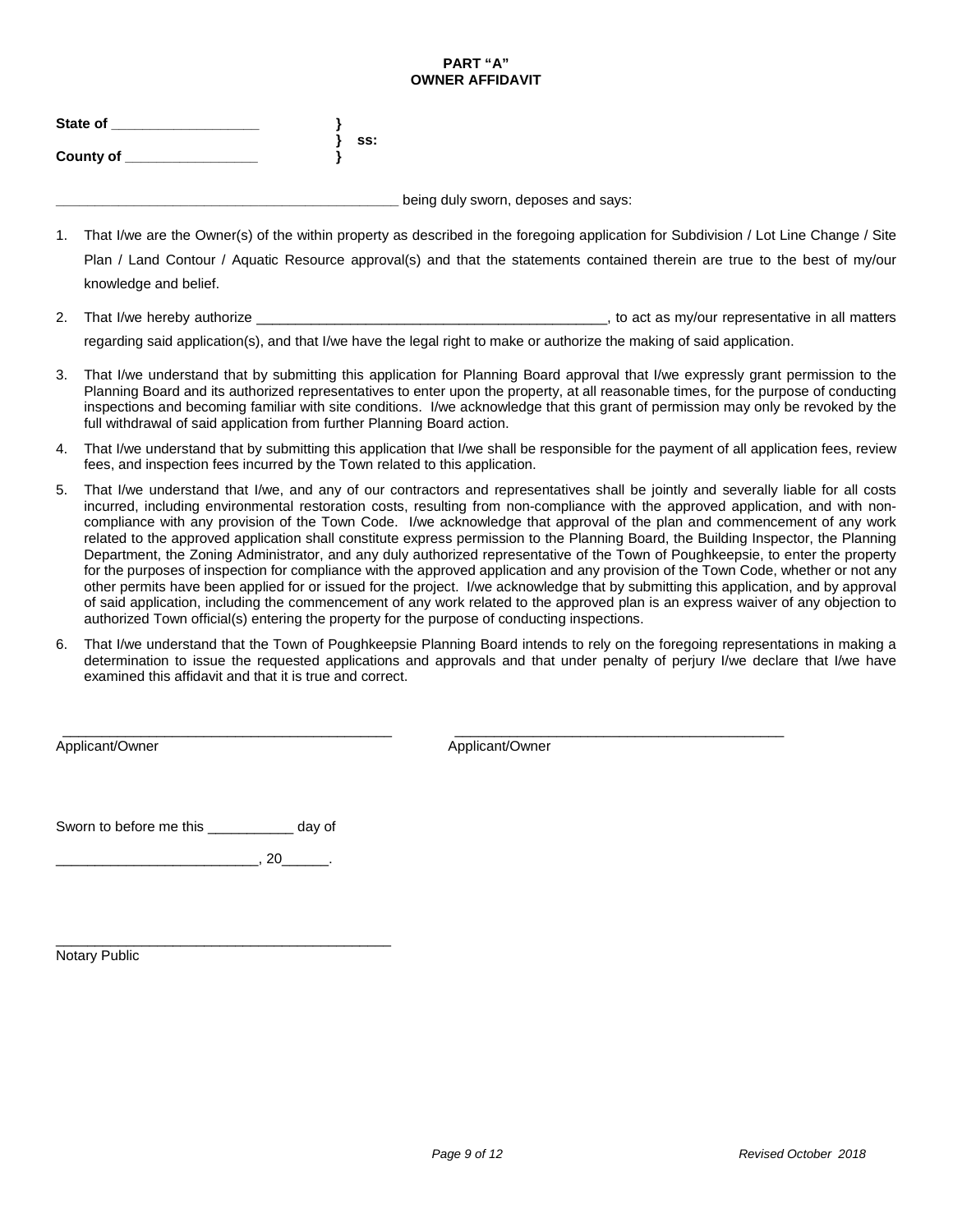**PART "A"**
**OWNER AFFIDAVIT**

**State of ___________________ }**
**} ss:**
**County of _________________ }**

_____________________________________________ being duly sworn, deposes and says:

1. That I/we are the Owner(s) of the within property as described in the foregoing application for Subdivision / Lot Line Change / Site Plan / Land Contour / Aquatic Resource approval(s) and that the statements contained therein are true to the best of my/our knowledge and belief.

2. That I/we hereby authorize _______________________________________________, to act as my/our representative in all matters regarding said application(s), and that I/we have the legal right to make or authorize the making of said application.

3. That I/we understand that by submitting this application for Planning Board approval that I/we expressly grant permission to the Planning Board and its authorized representatives to enter upon the property, at all reasonable times, for the purpose of conducting inspections and becoming familiar with site conditions. I/we acknowledge that this grant of permission may only be revoked by the full withdrawal of said application from further Planning Board action.

4. That I/we understand that by submitting this application that I/we shall be responsible for the payment of all application fees, review fees, and inspection fees incurred by the Town related to this application.

5. That I/we understand that I/we, and any of our contractors and representatives shall be jointly and severally liable for all costs incurred, including environmental restoration costs, resulting from non-compliance with the approved application, and with non-compliance with any provision of the Town Code. I/we acknowledge that approval of the plan and commencement of any work related to the approved application shall constitute express permission to the Planning Board, the Building Inspector, the Planning Department, the Zoning Administrator, and any duly authorized representative of the Town of Poughkeepsie, to enter the property for the purposes of inspection for compliance with the approved application and any provision of the Town Code, whether or not any other permits have been applied for or issued for the project. I/we acknowledge that by submitting this application, and by approval of said application, including the commencement of any work related to the approved plan is an express waiver of any objection to authorized Town official(s) entering the property for the purpose of conducting inspections.

6. That I/we understand that the Town of Poughkeepsie Planning Board intends to rely on the foregoing representations in making a determination to issue the requested applications and approvals and that under penalty of perjury I/we declare that I/we have examined this affidavit and that it is true and correct.

___________________________________________
Applicant/Owner

___________________________________________
Applicant/Owner

Sworn to before me this ___________ day of

__________________________, 20______.

_____________________________________________
Notary Public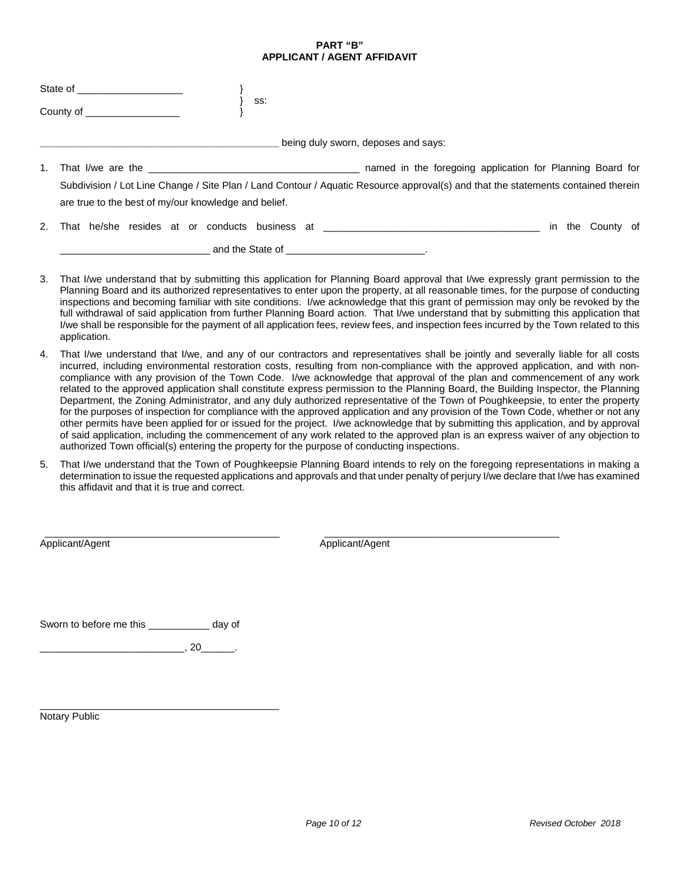**PART "B"**
**APPLICANT / AGENT AFFIDAVIT**

State of ___________________ }
} ss:
County of _________________ }

____________________________________________ being duly sworn, deposes and says:

1. That I/we are the ______________________________________ named in the foregoing application for Planning Board for Subdivision / Lot Line Change / Site Plan / Land Contour / Aquatic Resource approval(s) and that the statements contained therein are true to the best of my/our knowledge and belief.

2. That he/she resides at or conducts business at _______________________________________ in the County of ___________________________ and the State of _________________________.

3. That I/we understand that by submitting this application for Planning Board approval that I/we expressly grant permission to the Planning Board and its authorized representatives to enter upon the property, at all reasonable times, for the purpose of conducting inspections and becoming familiar with site conditions. I/we acknowledge that this grant of permission may only be revoked by the full withdrawal of said application from further Planning Board action. That I/we understand that by submitting this application that I/we shall be responsible for the payment of all application fees, review fees, and inspection fees incurred by the Town related to this application.

4. That I/we understand that I/we, and any of our contractors and representatives shall be jointly and severally liable for all costs incurred, including environmental restoration costs, resulting from non-compliance with the approved application, and with non-compliance with any provision of the Town Code. I/we acknowledge that approval of the plan and commencement of any work related to the approved application shall constitute express permission to the Planning Board, the Building Inspector, the Planning Department, the Zoning Administrator, and any duly authorized representative of the Town of Poughkeepsie, to enter the property for the purposes of inspection for compliance with the approved application and any provision of the Town Code, whether or not any other permits have been applied for or issued for the project. I/we acknowledge that by submitting this application, and by approval of said application, including the commencement of any work related to the approved plan is an express waiver of any objection to authorized Town official(s) entering the property for the purpose of conducting inspections.

5. That I/we understand that the Town of Poughkeepsie Planning Board intends to rely on the foregoing representations in making a determination to issue the requested applications and approvals and that under penalty of perjury I/we declare that I/we has examined this affidavit and that it is true and correct.

___________________________________________ ___________________________________________
Applicant/Agent Applicant/Agent

Sworn to before me this ___________ day of

_________________________, 20______.

___________________________________________
Notary Public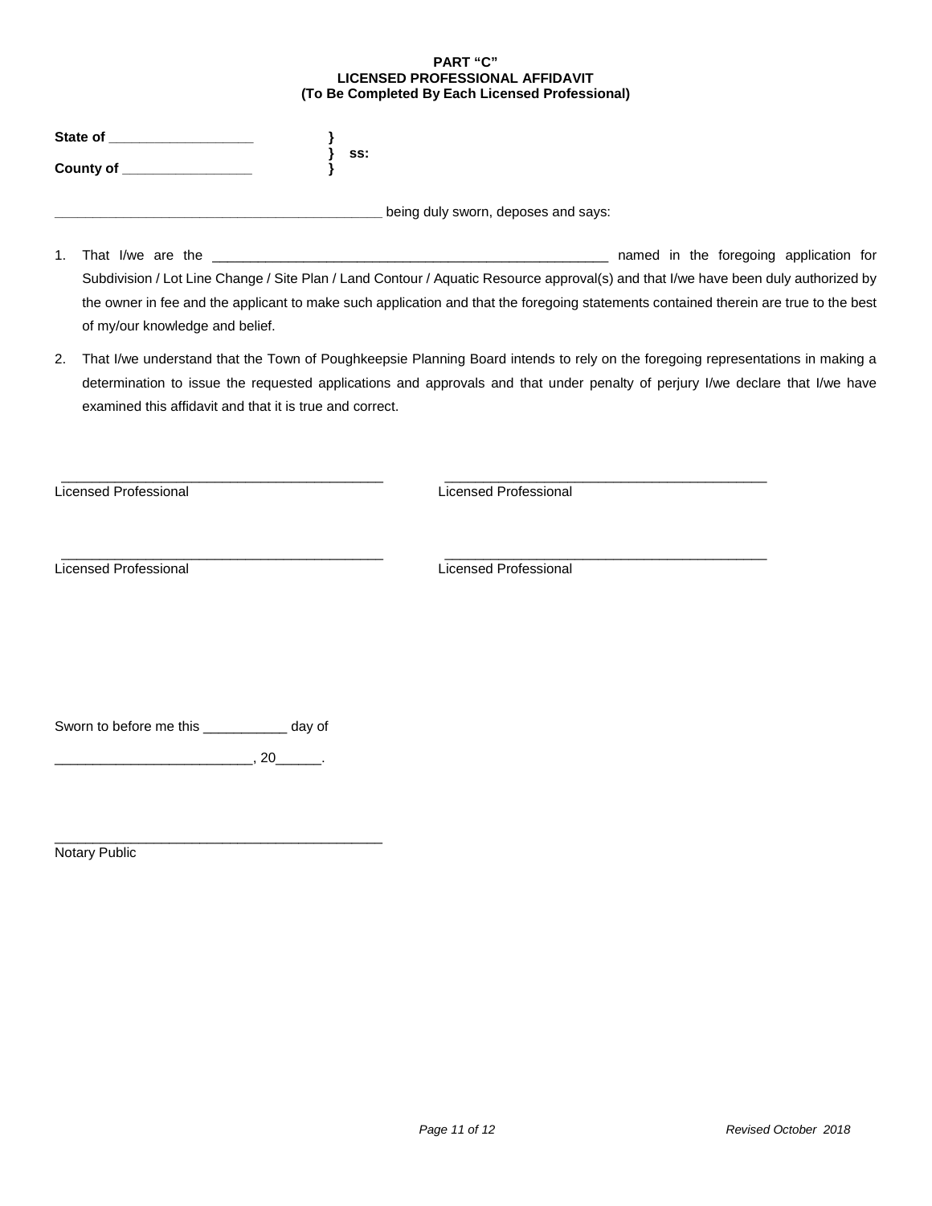**PART "C"**
**LICENSED PROFESSIONAL AFFIDAVIT**
**(To Be Completed By Each Licensed Professional)**

**State of __________________** }
} **ss:**
**County of ________________** }

**___________________________________________** being duly sworn, deposes and says:

1. That I/we are the ____________________________________________________ named in the foregoing application for Subdivision / Lot Line Change / Site Plan / Land Contour / Aquatic Resource approval(s) and that I/we have been duly authorized by the owner in fee and the applicant to make such application and that the foregoing statements contained therein are true to the best of my/our knowledge and belief.

2. That I/we understand that the Town of Poughkeepsie Planning Board intends to rely on the foregoing representations in making a determination to issue the requested applications and approvals and that under penalty of perjury I/we declare that I/we have examined this affidavit and that it is true and correct.

___________________________________________
Licensed Professional

___________________________________________
Licensed Professional

___________________________________________
Licensed Professional

___________________________________________
Licensed Professional

Sworn to before me this ___________ day of

__________________________, 20______.

___________________________________________
Notary Public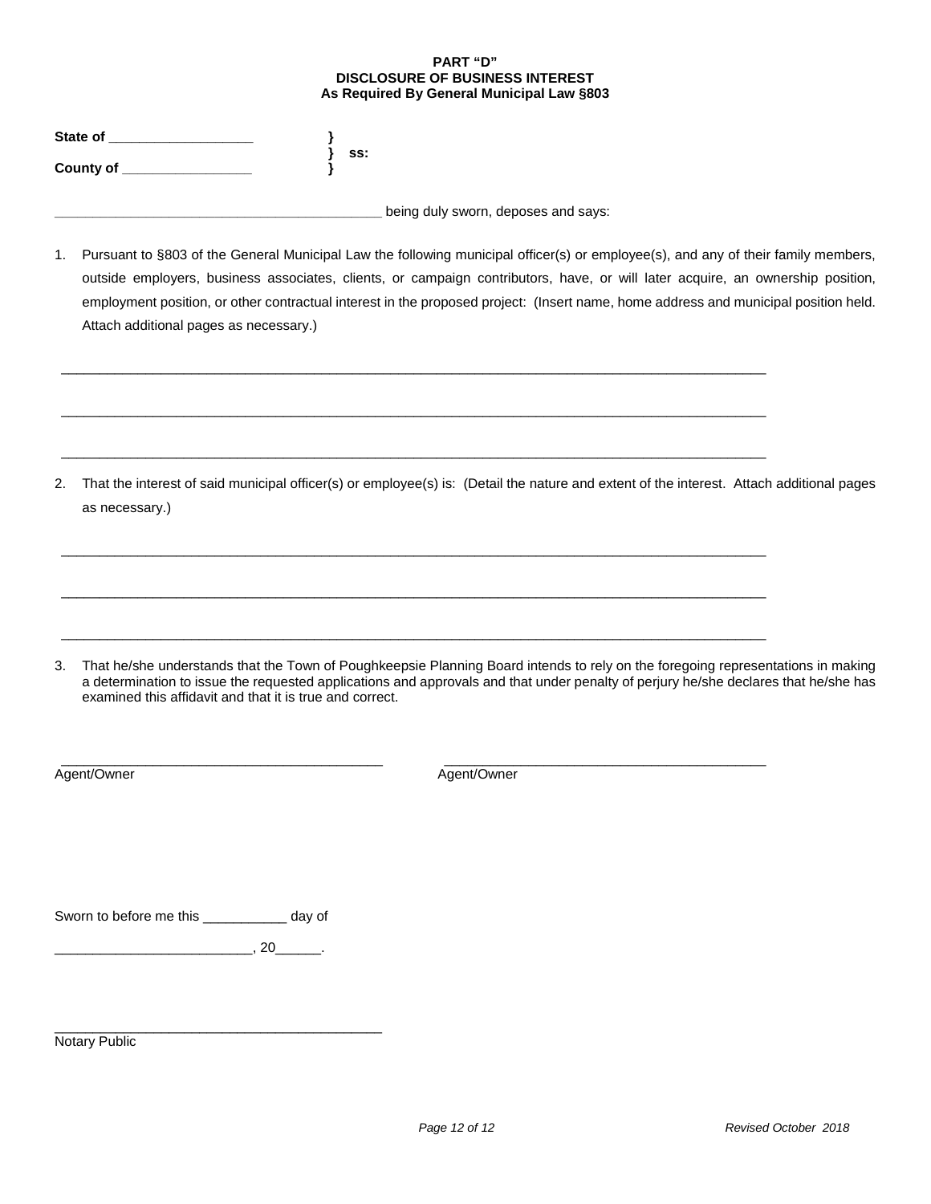**PART "D"**
**DISCLOSURE OF BUSINESS INTEREST**
**As Required By General Municipal Law §803**

**State of __________________** } 
} **ss:**
**County of ________________** }

__________________________________________ being duly sworn, deposes and says:

1. Pursuant to §803 of the General Municipal Law the following municipal officer(s) or employee(s), and any of their family members, outside employers, business associates, clients, or campaign contributors, have, or will later acquire, an ownership position, employment position, or other contractual interest in the proposed project: (Insert name, home address and municipal position held. Attach additional pages as necessary.)

_____________________________________________________________________________________________

_____________________________________________________________________________________________

_____________________________________________________________________________________________

2. That the interest of said municipal officer(s) or employee(s) is: (Detail the nature and extent of the interest. Attach additional pages as necessary.)

_____________________________________________________________________________________________

_____________________________________________________________________________________________

_____________________________________________________________________________________________

3. That he/she understands that the Town of Poughkeepsie Planning Board intends to rely on the foregoing representations in making a determination to issue the requested applications and approvals and that under penalty of perjury he/she declares that he/she has examined this affidavit and that it is true and correct.

__________________________________________ Agent/Owner

__________________________________________ Agent/Owner

Sworn to before me this ___________ day of

__________________________, 20______.

__________________________________________
Notary Public

*Revised October 2018*